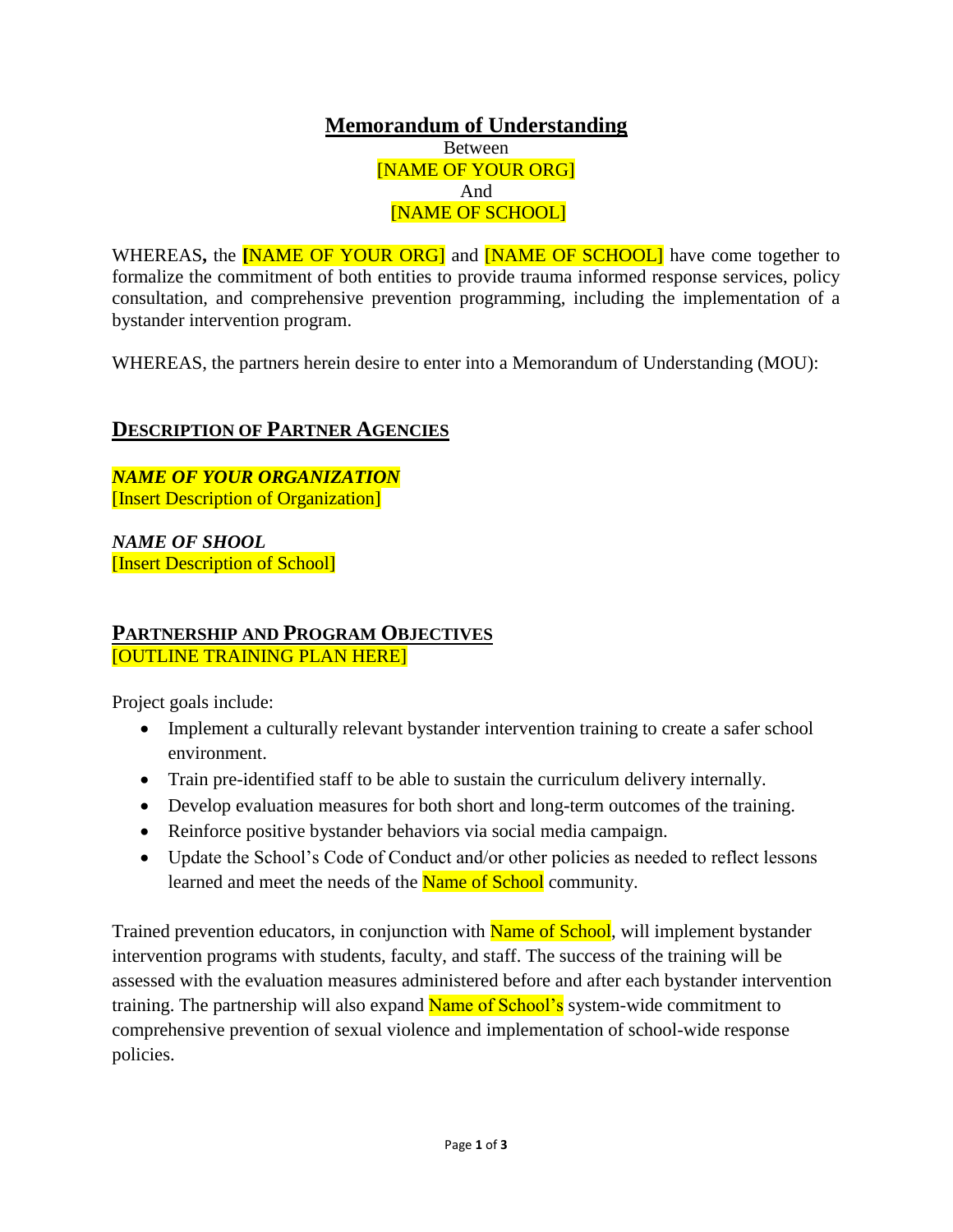# Memorandum of Understanding

Between
[NAME OF YOUR ORG]
And
[NAME OF SCHOOL]

WHEREAS, the [NAME OF YOUR ORG] and [NAME OF SCHOOL] have come together to formalize the commitment of both entities to provide trauma informed response services, policy consultation, and comprehensive prevention programming, including the implementation of a bystander intervention program.

WHEREAS, the partners herein desire to enter into a Memorandum of Understanding (MOU):

## Description of Partner Agencies

***NAME OF YOUR ORGANIZATION***
[Insert Description of Organization]

***NAME OF SHOOL***
[Insert Description of School]

## Partnership and Program Objectives

[OUTLINE TRAINING PLAN HERE]

Project goals include:

- Implement a culturally relevant bystander intervention training to create a safer school environment.
- Train pre-identified staff to be able to sustain the curriculum delivery internally.
- Develop evaluation measures for both short and long-term outcomes of the training.
- Reinforce positive bystander behaviors via social media campaign.
- Update the School's Code of Conduct and/or other policies as needed to reflect lessons learned and meet the needs of the Name of School community.

Trained prevention educators, in conjunction with Name of School, will implement bystander intervention programs with students, faculty, and staff. The success of the training will be assessed with the evaluation measures administered before and after each bystander intervention training. The partnership will also expand Name of School's system-wide commitment to comprehensive prevention of sexual violence and implementation of school-wide response policies.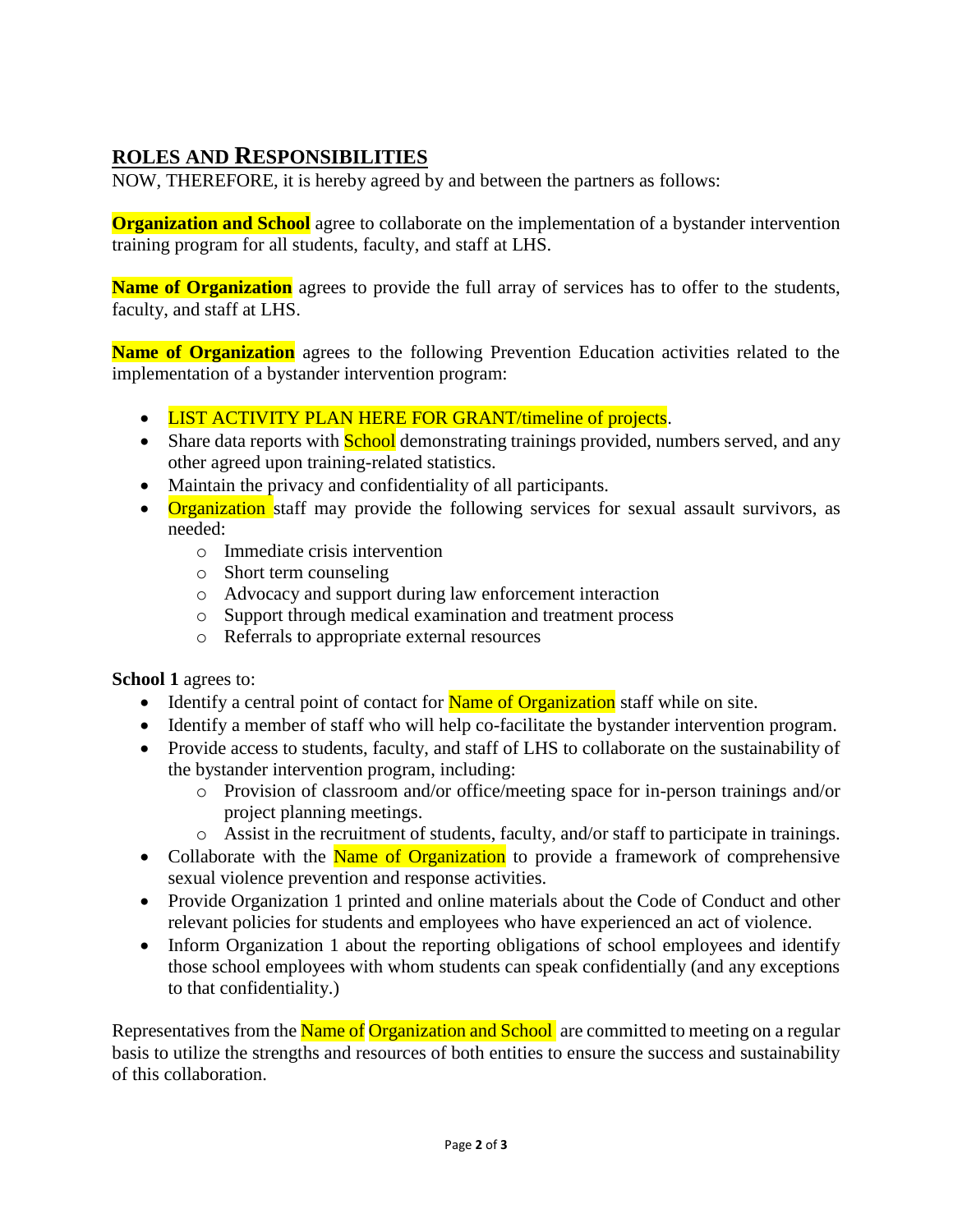## ROLES AND RESPONSIBILITIES

NOW, THEREFORE, it is hereby agreed by and between the partners as follows:

**Organization and School** agree to collaborate on the implementation of a bystander intervention training program for all students, faculty, and staff at LHS.

**Name of Organization** agrees to provide the full array of services has to offer to the students, faculty, and staff at LHS.

**Name of Organization** agrees to the following Prevention Education activities related to the implementation of a bystander intervention program:

- LIST ACTIVITY PLAN HERE FOR GRANT/timeline of projects.
- Share data reports with School demonstrating trainings provided, numbers served, and any other agreed upon training-related statistics.
- Maintain the privacy and confidentiality of all participants.
- Organization staff may provide the following services for sexual assault survivors, as needed:
  - Immediate crisis intervention
  - Short term counseling
  - Advocacy and support during law enforcement interaction
  - Support through medical examination and treatment process
  - Referrals to appropriate external resources

**School 1** agrees to:

- Identify a central point of contact for Name of Organization staff while on site.
- Identify a member of staff who will help co-facilitate the bystander intervention program.
- Provide access to students, faculty, and staff of LHS to collaborate on the sustainability of the bystander intervention program, including:
  - Provision of classroom and/or office/meeting space for in-person trainings and/or project planning meetings.
  - Assist in the recruitment of students, faculty, and/or staff to participate in trainings.
- Collaborate with the Name of Organization to provide a framework of comprehensive sexual violence prevention and response activities.
- Provide Organization 1 printed and online materials about the Code of Conduct and other relevant policies for students and employees who have experienced an act of violence.
- Inform Organization 1 about the reporting obligations of school employees and identify those school employees with whom students can speak confidentially (and any exceptions to that confidentiality.)

Representatives from the Name of Organization and School are committed to meeting on a regular basis to utilize the strengths and resources of both entities to ensure the success and sustainability of this collaboration.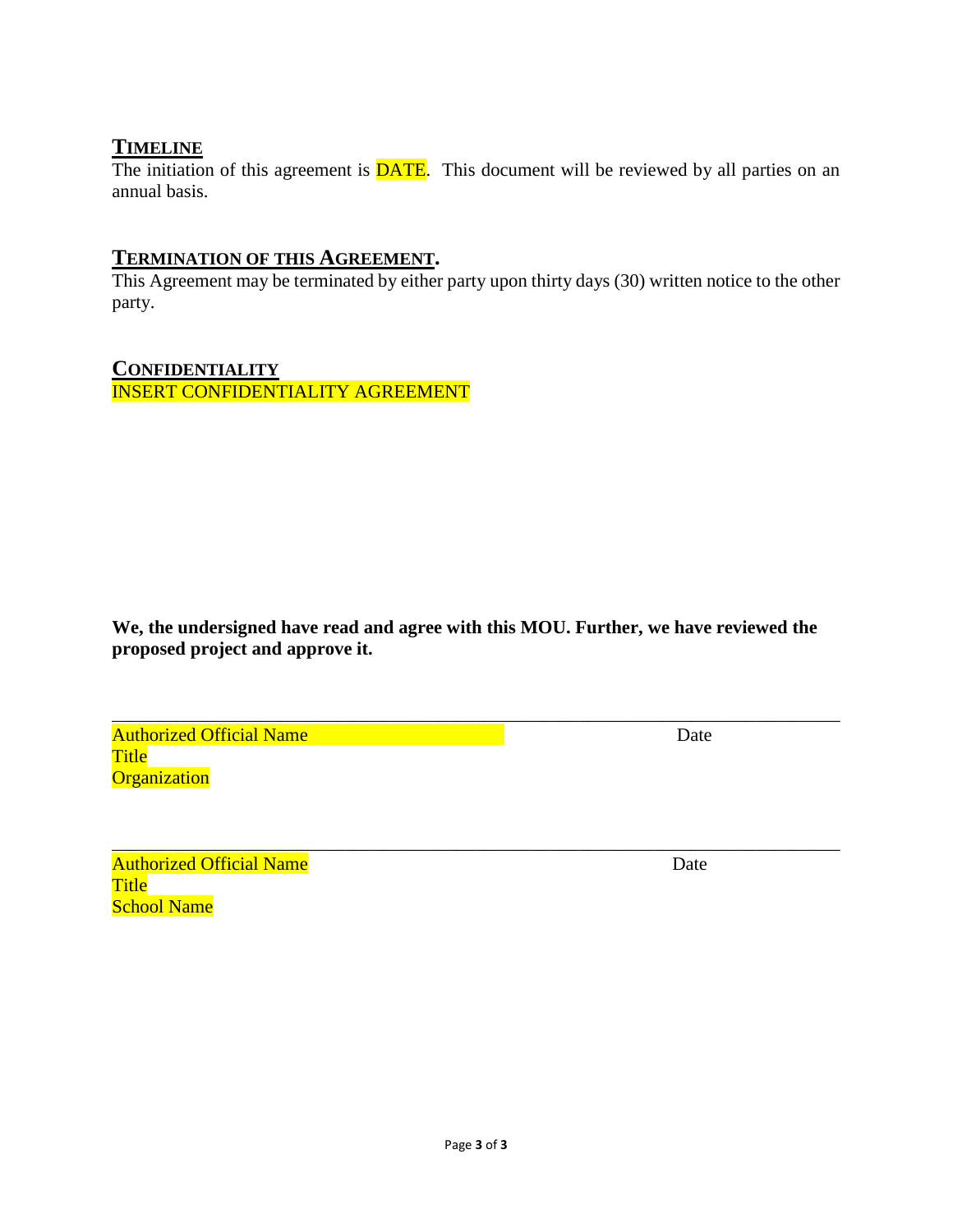## TIMELINE

The initiation of this agreement is DATE. This document will be reviewed by all parties on an annual basis.

## TERMINATION OF THIS AGREEMENT.

This Agreement may be terminated by either party upon thirty days (30) written notice to the other party.

## CONFIDENTIALITY

INSERT CONFIDENTIALITY AGREEMENT

**We, the undersigned have read and agree with this MOU. Further, we have reviewed the proposed project and approve it.**

\_\_\_\_\_\_\_\_\_\_\_\_\_\_\_\_\_\_\_\_\_\_\_\_\_\_\_\_\_\_\_\_\_\_\_\_\_\_\_\_\_\_\_\_\_\_\_\_\_\_\_\_\_\_\_\_\_\_\_\_\_\_\_\_\_\_\_\_\_\_

Authorized Official Name Date
Title
Organization

\_\_\_\_\_\_\_\_\_\_\_\_\_\_\_\_\_\_\_\_\_\_\_\_\_\_\_\_\_\_\_\_\_\_\_\_\_\_\_\_\_\_\_\_\_\_\_\_\_\_\_\_\_\_\_\_\_\_\_\_\_\_\_\_\_\_\_\_\_\_

Authorized Official Name Date
Title
School Name